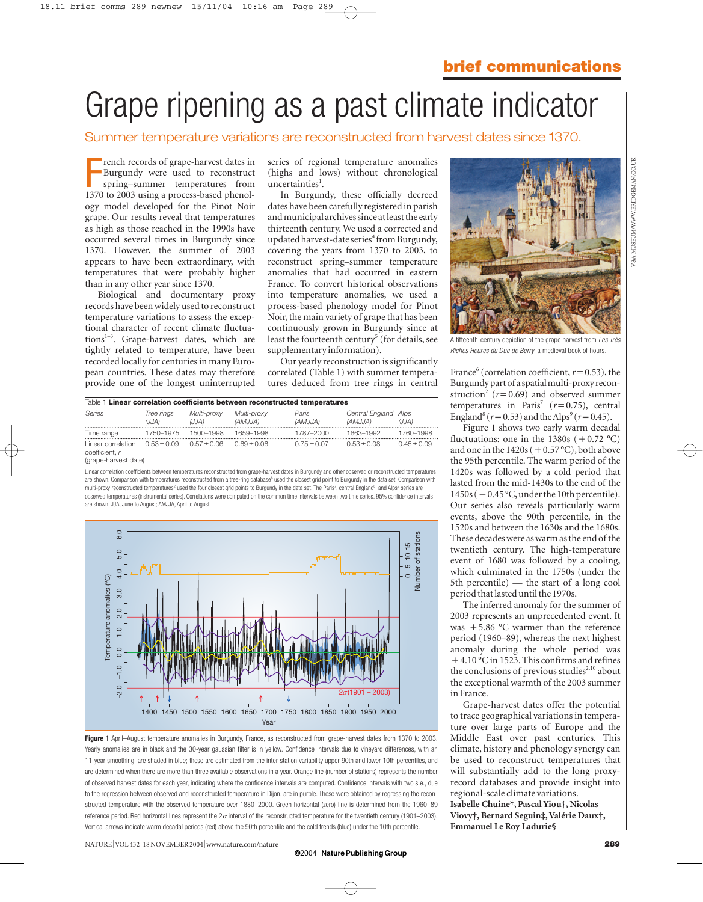brief communications

# Grape ripening as a past climate indicator

## Summer temperature variations are reconstructed from harvest dates since 1370.

French records of grape-harvest dates in Burgundy were used to reconstruct spring–summer temperatures from 1370 to 2003 using a process-based phenology model developed for the Pinot Noir grape. Our results reveal that temperatures as high as those reached in the 1990s have occurred several times in Burgundy since 1370. However, the summer of 2003 appears to have been extraordinary, with temperatures that were probably higher than in any other year since 1370.

Biological and documentary proxy records have been widely used to reconstruct temperature variations to assess the exceptional character of recent climate fluctuations[1–3]. Grape-harvest dates, which are tightly related to temperature, have been recorded locally for centuries in many European countries. These dates may therefore provide one of the longest uninterrupted series of regional temperature anomalies (highs and lows) without chronological uncertainties[1].

In Burgundy, these officially decreed dates have been carefully registered in parish and municipal archives since at least the early thirteenth century. We used a corrected and updated harvest-date series[4] from Burgundy, covering the years from 1370 to 2003, to reconstruct spring–summer temperature anomalies that had occurred in eastern France. To convert historical observations into temperature anomalies, we used a process-based phenology model for Pinot Noir, the main variety of grape that has been continuously grown in Burgundy since at least the fourteenth century[5] (for details, see supplementary information).

Our yearly reconstruction is significantly correlated (Table 1) with summer temperatures deduced from tree rings in central France[6] (correlation coefficient, $r=0.53$), the Burgundy part of a spatial multi-proxy reconstruction[2] ($r=0.69$) and observed summer temperatures in Paris[7] ($r=0.75$), central England[8] ($r=0.53$) and the Alps[9] ($r=0.45$).

Table 1 **Linear correlation coefficients between reconstructed temperatures**

| Series | Tree rings (JJA) | Multi-proxy (JJA) | Multi-proxy (AMJJA) | Paris (AMJJA) | Central England (AMJJA) | Alps (JJA) |
|---|---|---|---|---|---|---|
| Time range | 1750–1975 | 1500–1998 | 1659–1998 | 1787–2000 | 1663–1992 | 1760–1998 |
| Linear correlation coefficient, *r* (grape-harvest date) | 0.53 ± 0.09 | 0.57 ± 0.06 | 0.69 ± 0.06 | 0.75 ± 0.07 | 0.53 ± 0.08 | 0.45 ± 0.09 |

Linear correlation coefficients between temperatures reconstructed from grape-harvest dates in Burgundy and other observed or reconstructed temperatures are shown. Comparison with temperatures reconstructed from a tree-ring database[6] used the closest grid point to Burgundy in the data set. Comparison with multi-proxy reconstructed temperatures[2] used the four closest grid points to Burgundy in the data set. The Paris[7], central England[8], and Alps[9] series are observed temperatures (instrumental series). Correlations were computed on the common time intervals between two time series. 95% confidence intervals are shown. JJA, June to August; AMJJA, April to August.

Figure 1 shows two early warm decadal fluctuations: one in the 1380s (+0.72 °C) and one in the 1420s (+0.57 °C), both above the 95th percentile. The warm period of the 1420s was followed by a cold period that lasted from the mid-1430s to the end of the 1450s (−0.45 °C, under the 10th percentile). Our series also reveals particularly warm events, above the 90th percentile, in the 1520s and between the 1630s and the 1680s. These decades were as warm as the end of the twentieth century. The high-temperature event of 1680 was followed by a cooling, which culminated in the 1750s (under the 5th percentile) — the start of a long cool period that lasted until the 1970s.

The inferred anomaly for the summer of 2003 represents an unprecedented event. It was +5.86 °C warmer than the reference period (1960–89), whereas the next highest anomaly during the whole period was +4.10 °C in 1523. This confirms and refines the conclusions of previous studies[2,10] about the exceptional warmth of the 2003 summer in France.

Grape-harvest dates offer the potential to trace geographical variations in temperature over large parts of Europe and the Middle East over past centuries. This climate, history and phenology synergy can be used to reconstruct temperatures that will substantially add to the long proxy-record databases and provide insight into regional-scale climate variations.

**Isabelle Chuine\*, Pascal Yiou†, Nicolas Viovy†, Bernard Seguin‡, Valérie Daux†, Emmanuel Le Roy Ladurie§**

A fifteenth-century depiction of the grape harvest from *Les Très Riches Heures du Duc de Berry*, a medieval book of hours.

**Figure 1** April–August temperature anomalies in Burgundy, France, as reconstructed from grape-harvest dates from 1370 to 2003. Yearly anomalies are in black and the 30-year gaussian filter is in yellow. Confidence intervals due to vineyard differences, with an 11-year smoothing, are shaded in blue; these are estimated from the inter-station variability upper 90th and lower 10th percentiles, and are determined when there are more than three available observations in a year. Orange line (number of stations) represents the number of observed harvest dates for each year, indicating where the confidence intervals are computed. Confidence intervals with two s.e., due to the regression between observed and reconstructed temperature in Dijon, are in purple. These were obtained by regressing the reconstructed temperature with the observed temperature over 1880–2000. Green horizontal (zero) line is determined from the 1960–89 reference period. Red horizontal lines represent the $2\sigma$ interval of the reconstructed temperature for the twentieth century (1901–2003). Vertical arrows indicate warm decadal periods (red) above the 90th percentile and the cold trends (blue) under the 10th percentile.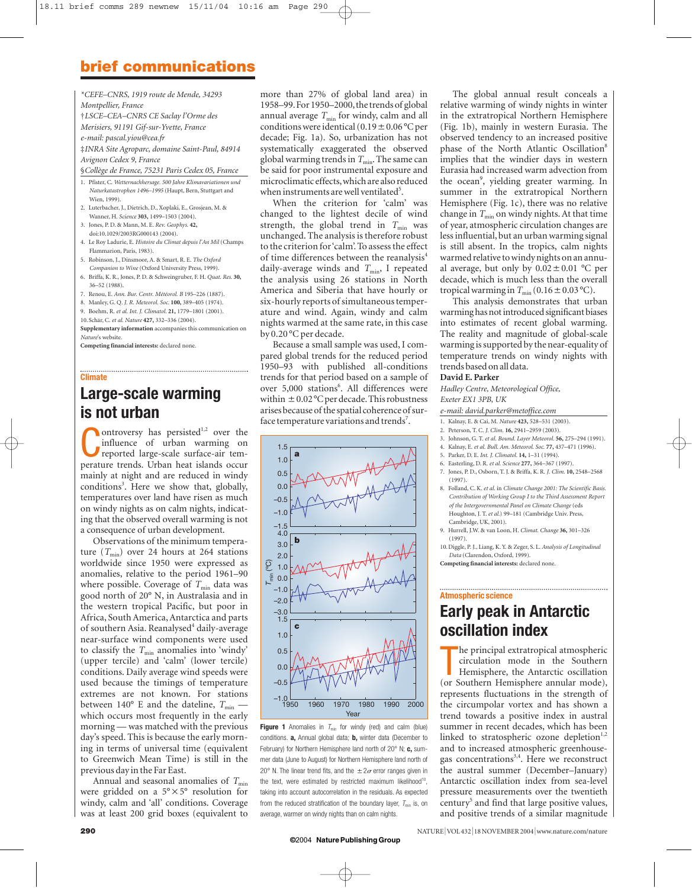*CEFE–CNRS, 1919 route de Mende, 34293 Montpellier, France

†LSCE–CEA–CNRS CE Saclay l'Orme des Merisiers, 91191 Gif-sur-Yvette, France

e-mail: pascal.yiou@cea.fr

‡INRA Site Agroparc, domaine Saint-Paul, 84914 Avignon Cedex 9, France

§Collège de France, 75231 Paris Cedex 05, France

1. Pfister, C. *Wetternachhersage. 500 Jahre Klimavariationen und Naturkatastrophen 1496–1995* (Haupt, Bern, Stuttgart and Wien, 1999).
2. Luterbacher, J., Dietrich, D., Xoplaki, E., Grosjean, M. & Wanner, H. *Science* **303**, 1499–1503 (2004).
3. Jones, P. D. & Mann, M. E. *Rev. Geophys.* **42**, doi:10.1029/2003RG000143 (2004).
4. Le Roy Ladurie, E. *Histoire du Climat depuis l'An Mil* (Champs Flammarion, Paris, 1983).
5. Robinson, J., Dinsmoor, A. & Smart, R. E. *The Oxford Companion to Wine* (Oxford University Press, 1999).
6. Briffa, K. R., Jones, P. D. & Schweingruber, F. H. *Quat. Res.* **30**, 36–52 (1988).
7. Renou, E. *Ann. Bur. Centr. Météorol.* B 195–226 (1887).
8. Manley, G. Q. *J. R. Meteorol. Soc.* **100**, 389–405 (1974).
9. Boehm, R. *et al. Int. J. Climatol.* **21**, 1779–1801 (2001).
10. Schär, C. *et al. Nature* **427**, 332–336 (2004).

**Supplementary information** accompanies this communication on *Nature*'s website.

**Competing financial interests:** declared none.

Climate

## Large-scale warming is not urban

Controversy has persisted[1,2] over the influence of urban warming on reported large-scale surface-air temperature trends. Urban heat islands occur mainly at night and are reduced in windy conditions[3]. Here we show that, globally, temperatures over land have risen as much on windy nights as on calm nights, indicating that the observed overall warming is not a consequence of urban development.

Observations of the minimum temperature ($T_{min}$) over 24 hours at 264 stations worldwide since 1950 were expressed as anomalies, relative to the period 1961–90 where possible. Coverage of $T_{min}$ data was good north of 20° N, in Australasia and in the western tropical Pacific, but poor in Africa, South America, Antarctica and parts of southern Asia. Reanalysed[4] daily-average near-surface wind components were used to classify the $T_{min}$ anomalies into 'windy' (upper tercile) and 'calm' (lower tercile) conditions. Daily average wind speeds were used because the timings of temperature extremes are not known. For stations between 140° E and the dateline, $T_{min}$ — which occurs most frequently in the early morning — was matched with the previous day's speed. This is because the early morning in terms of universal time (equivalent to Greenwich Mean Time) is still in the previous day in the Far East.

Annual and seasonal anomalies of $T_{min}$ were gridded on a $5° \times 5°$ resolution for windy, calm and 'all' conditions. Coverage was at least 200 grid boxes (equivalent to more than 27% of global land area) in 1958–99. For 1950–2000, the trends of global annual average $T_{min}$ for windy, calm and all conditions were identical ($0.19 \pm 0.06$ °C per decade; Fig. 1a). So, urbanization has not systematically exaggerated the observed global warming trends in $T_{min}$. The same can be said for poor instrumental exposure and microclimatic effects, which are also reduced when instruments are well ventilated[5].

When the criterion for 'calm' was changed to the lightest decile of wind strength, the global trend in $T_{min}$ was unchanged. The analysis is therefore robust to the criterion for 'calm'. To assess the effect of time differences between the reanalysis[4] daily-average winds and $T_{min}$, I repeated the analysis using 26 stations in North America and Siberia that have hourly or six-hourly reports of simultaneous temperature and wind. Again, windy and calm nights warmed at the same rate, in this case by 0.20 °C per decade.

Because a small sample was used, I compared global trends for the reduced period 1950–93 with published all-conditions trends for that period based on a sample of over 5,000 stations[6]. All differences were within ±0.02 °C per decade. This robustness arises because of the spatial coherence of surface temperature variations and trends[7].

a
b
c
$T_{min}$ (°C)
1.5
1.0
0.5
0.0
−0.5
−1.0
−1.5
4.0
3.0
2.0
1.0
0.0
−1.0
−2.0
−3.0
1.5
1.0
0.5
0.0
−0.5
−1.0
1950 1960 1970 1980 1990 2000
Year

**Figure 1** Anomalies in $T_{min}$ for windy (red) and calm (blue) conditions. **a,** Annual global data; **b,** winter data (December to February) for Northern Hemisphere land north of 20° N; **c,** summer data (June to August) for Northern Hemisphere land north of 20° N. The linear trend fits, and the $\pm 2\sigma$ error ranges given in the text, were estimated by restricted maximum likelihood[10], taking into account autocorrelation in the residuals. As expected from the reduced stratification of the boundary layer, $T_{min}$ is, on average, warmer on windy nights than on calm nights.

The global annual result conceals a relative warming of windy nights in winter in the extratropical Northern Hemisphere (Fig. 1b), mainly in western Eurasia. The observed tendency to an increased positive phase of the North Atlantic Oscillation[8] implies that the windier days in western Eurasia had increased warm advection from the ocean[9], yielding greater warming. In summer in the extratropical Northern Hemisphere (Fig. 1c), there was no relative change in $T_{min}$ on windy nights. At that time of year, atmospheric circulation changes are less influential, but an urban warming signal is still absent. In the tropics, calm nights warmed relative to windy nights on an annual average, but only by $0.02 \pm 0.01$ °C per decade, which is much less than the overall tropical warming in $T_{min}$ ($0.16 \pm 0.03$ °C).

This analysis demonstrates that urban warming has not introduced significant biases into estimates of recent global warming. The reality and magnitude of global-scale warming is supported by the near-equality of temperature trends on windy nights with trends based on all data.

**David E. Parker**

*Hadley Centre, Meteorological Office, Exeter EX1 3PB, UK*

*e-mail: david.parker@metoffice.com*

1. Kalnay, E. & Cai, M. *Nature* **423**, 528–531 (2003).
2. Peterson, T. C. *J. Clim.* **16**, 2941–2959 (2003).
3. Johnson, G. T. *et al. Bound. Layer Meteorol.* **56**, 275–294 (1991).
4. Kalnay, E. *et al. Bull. Am. Meteorol. Soc.* **77**, 437–471 (1996).
5. Parker, D. E. *Int. J. Climatol.* **14**, 1–31 (1994).
6. Easterling, D. R. *et al. Science* **277**, 364–367 (1997).
7. Jones, P. D., Osborn, T. J. & Briffa, K. R. *J. Clim.* **10**, 2548–2568 (1997).
8. Folland, C. K. *et al.* in *Climate Change 2001: The Scientific Basis. Contribution of Working Group I to the Third Assessment Report of the Intergovernmental Panel on Climate Change* (eds Houghton, J. T. *et al.*) 99–181 (Cambridge Univ. Press, Cambridge, UK, 2001).
9. Hurrell, J.W. & van Loon, H. *Climat. Change* **36**, 301–326 (1997).
10. Diggle, P. J., Liang, K. Y. & Zeger, S. L. *Analysis of Longitudinal Data* (Clarendon, Oxford, 1999).

**Competing financial interests:** declared none.

Atmospheric science

## Early peak in Antarctic oscillation index

The principal extratropical atmospheric circulation mode in the Southern Hemisphere, the Antarctic oscillation (or Southern Hemisphere annular mode), represents fluctuations in the strength of the circumpolar vortex and has shown a trend towards a positive index in austral summer in recent decades, which has been linked to stratospheric ozone depletion[1,2] and to increased atmospheric greenhouse-gas concentrations[3,4]. Here we reconstruct the austral summer (December–January) Antarctic oscillation index from sea-level pressure measurements over the twentieth century[5] and find that large positive values, and positive trends of a similar magnitude